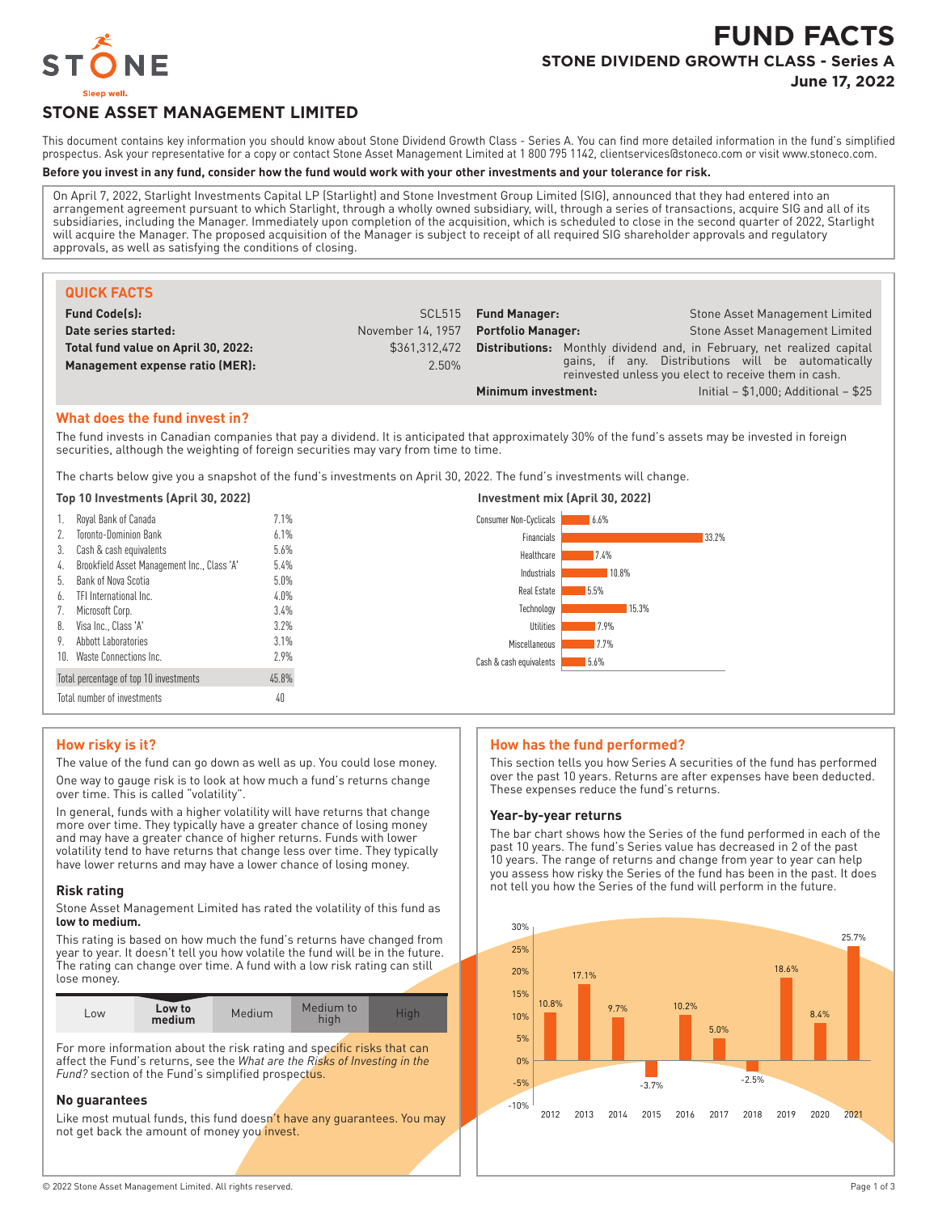# FUND FACTS

## STONE DIVIDEND GROWTH CLASS - Series A

**June 17, 2022**

STONE

Sleep well.

## STONE ASSET MANAGEMENT LIMITED

This document contains key information you should know about Stone Dividend Growth Class - Series A. You can find more detailed information in the fund's simplified prospectus. Ask your representative for a copy or contact Stone Asset Management Limited at 1 800 795 1142, clientservices@stoneco.com or visit www.stoneco.com.

**Before you invest in any fund, consider how the fund would work with your other investments and your tolerance for risk.**

On April 7, 2022, Starlight Investments Capital LP (Starlight) and Stone Investment Group Limited (SIG), announced that they had entered into an arrangement agreement pursuant to which Starlight, through a wholly owned subsidiary, will, through a series of transactions, acquire SIG and all of its subsidiaries, including the Manager. Immediately upon completion of the acquisition, which is scheduled to close in the second quarter of 2022, Starlight will acquire the Manager. The proposed acquisition of the Manager is subject to receipt of all required SIG shareholder approvals and regulatory approvals, as well as satisfying the conditions of closing.

### QUICK FACTS

| | | | |
|---|---|---|---|
| **Fund Code(s):** | SCL515 | **Fund Manager:** | Stone Asset Management Limited |
| **Date series started:** | November 14, 1957 | **Portfolio Manager:** | Stone Asset Management Limited |
| **Total fund value on April 30, 2022:** | $361,312,472 | **Distributions:** | Monthly dividend and, in February, net realized capital gains, if any. Distributions will be automatically reinvested unless you elect to receive them in cash. |
| **Management expense ratio (MER):** | 2.50% | **Minimum investment:** | Initial – $1,000; Additional – $25 |

### What does the fund invest in?

The fund invests in Canadian companies that pay a dividend. It is anticipated that approximately 30% of the fund's assets may be invested in foreign securities, although the weighting of foreign securities may vary from time to time.

The charts below give you a snapshot of the fund's investments on April 30, 2022. The fund's investments will change.

**Top 10 Investments (April 30, 2022)**

| | | |
|---|---|---|
| 1. | Royal Bank of Canada | 7.1% |
| 2. | Toronto-Dominion Bank | 6.1% |
| 3. | Cash & cash equivalents | 5.6% |
| 4. | Brookfield Asset Management Inc., Class 'A' | 5.4% |
| 5. | Bank of Nova Scotia | 5.0% |
| 6. | TFI International Inc. | 4.0% |
| 7. | Microsoft Corp. | 3.4% |
| 8. | Visa Inc., Class 'A' | 3.2% |
| 9. | Abbott Laboratories | 3.1% |
| 10. | Waste Connections Inc. | 2.9% |
| | Total percentage of top 10 investments | 45.8% |
| | Total number of investments | 40 |

**Investment mix (April 30, 2022)**

| Sector | % |
|---|---|
| Consumer Non-Cyclicals | 6.6% |
| Financials | 33.2% |
| Healthcare | 7.4% |
| Industrials | 10.8% |
| Real Estate | 5.5% |
| Technology | 15.3% |
| Utilities | 7.9% |
| Miscellaneous | 7.7% |
| Cash & cash equivalents | 5.6% |

### How risky is it?

The value of the fund can go down as well as up. You could lose money.

One way to gauge risk is to look at how much a fund's returns change over time. This is called "volatility".

In general, funds with a higher volatility will have returns that change more over time. They typically have a greater chance of losing money and may have a greater chance of higher returns. Funds with lower volatility tend to have returns that change less over time. They typically have lower returns and may have a lower chance of losing money.

#### Risk rating

Stone Asset Management Limited has rated the volatility of this fund as **low to medium.**

This rating is based on how much the fund's returns have changed from year to year. It doesn't tell you how volatile the fund will be in the future. The rating can change over time. A fund with a low risk rating can still lose money.

| Low | **Low to medium** | Medium | Medium to high | High |
|---|---|---|---|---|

For more information about the risk rating and specific risks that can affect the Fund's returns, see the *What are the Risks of Investing in the Fund?* section of the Fund's simplified prospectus.

#### No guarantees

Like most mutual funds, this fund doesn't have any guarantees. You may not get back the amount of money you invest.

### How has the fund performed?

This section tells you how Series A securities of the fund has performed over the past 10 years. Returns are after expenses have been deducted. These expenses reduce the fund's returns.

#### Year-by-year returns

The bar chart shows how the Series of the fund performed in each of the past 10 years. The fund's Series value has decreased in 2 of the past 10 years. The range of returns and change from year to year can help you assess how risky the Series of the fund has been in the past. It does not tell you how the Series of the fund will perform in the future.

| Year | 2012 | 2013 | 2014 | 2015 | 2016 | 2017 | 2018 | 2019 | 2020 | 2021 |
|---|---|---|---|---|---|---|---|---|---|---|
| Return | 10.8% | 17.1% | 9.7% | -3.7% | 10.2% | 5.0% | -2.5% | 18.6% | 8.4% | 25.7% |

© 2022 Stone Asset Management Limited. All rights reserved.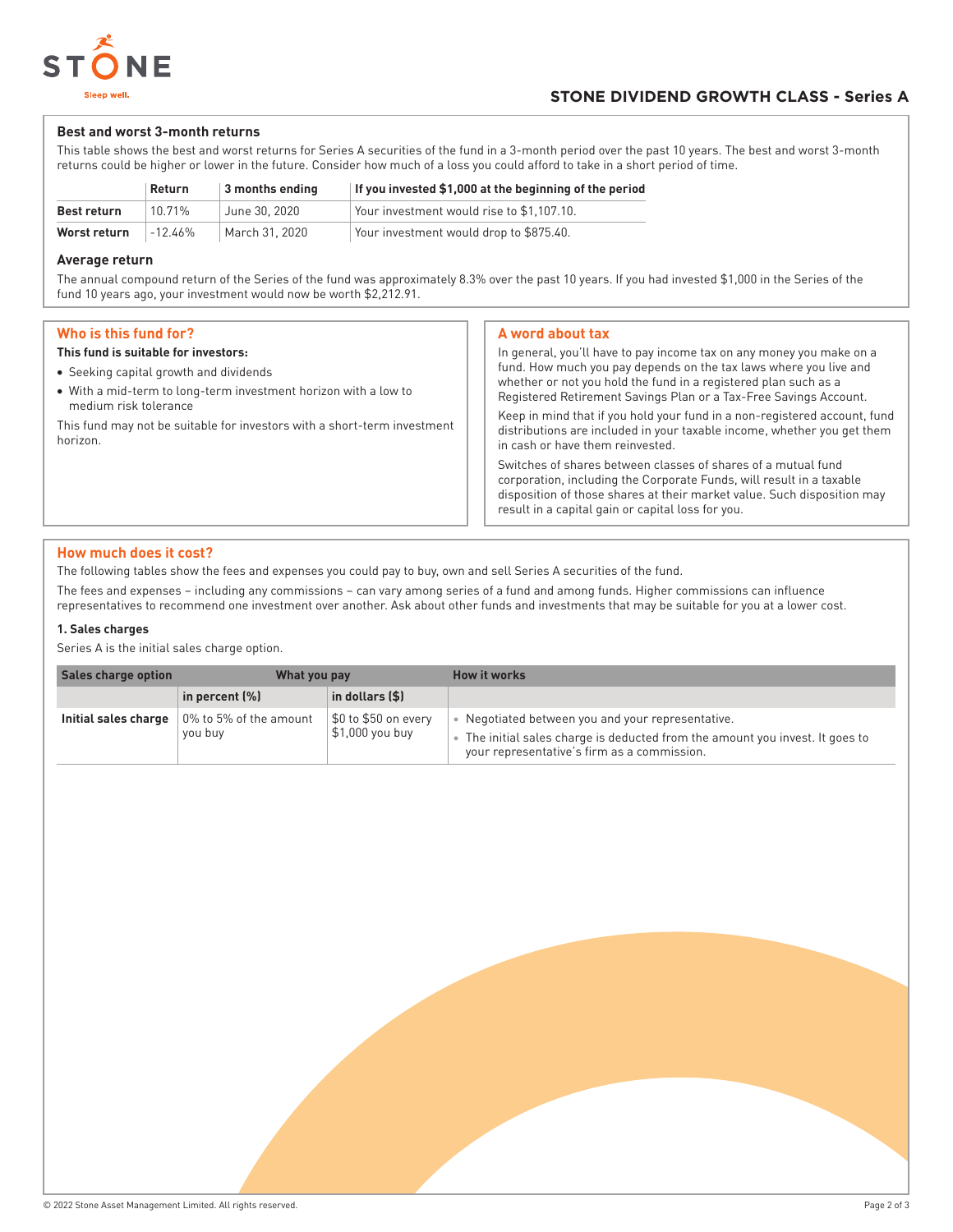### Best and worst 3-month returns

This table shows the best and worst returns for Series A securities of the fund in a 3-month period over the past 10 years. The best and worst 3-month returns could be higher or lower in the future. Consider how much of a loss you could afford to take in a short period of time.

| | Return | 3 months ending | If you invested $1,000 at the beginning of the period |
|---|---|---|---|
| **Best return** | 10.71% | June 30, 2020 | Your investment would rise to $1,107.10. |
| **Worst return** | -12.46% | March 31, 2020 | Your investment would drop to $875.40. |

### Average return

The annual compound return of the Series of the fund was approximately 8.3% over the past 10 years. If you had invested $1,000 in the Series of the fund 10 years ago, your investment would now be worth $2,212.91.

## Who is this fund for?

**This fund is suitable for investors:**

- Seeking capital growth and dividends
- With a mid-term to long-term investment horizon with a low to medium risk tolerance

This fund may not be suitable for investors with a short-term investment horizon.

## A word about tax

In general, you'll have to pay income tax on any money you make on a fund. How much you pay depends on the tax laws where you live and whether or not you hold the fund in a registered plan such as a Registered Retirement Savings Plan or a Tax-Free Savings Account.

Keep in mind that if you hold your fund in a non-registered account, fund distributions are included in your taxable income, whether you get them in cash or have them reinvested.

Switches of shares between classes of shares of a mutual fund corporation, including the Corporate Funds, will result in a taxable disposition of those shares at their market value. Such disposition may result in a capital gain or capital loss for you.

## How much does it cost?

The following tables show the fees and expenses you could pay to buy, own and sell Series A securities of the fund.

The fees and expenses – including any commissions – can vary among series of a fund and among funds. Higher commissions can influence representatives to recommend one investment over another. Ask about other funds and investments that may be suitable for you at a lower cost.

### 1. Sales charges

Series A is the initial sales charge option.

| Sales charge option | What you pay | | How it works |
|---|---|---|---|
| | in percent (%) | in dollars ($) | |
| **Initial sales charge** | 0% to 5% of the amount you buy | $0 to $50 on every $1,000 you buy | • Negotiated between you and your representative.<br>• The initial sales charge is deducted from the amount you invest. It goes to your representative's firm as a commission. |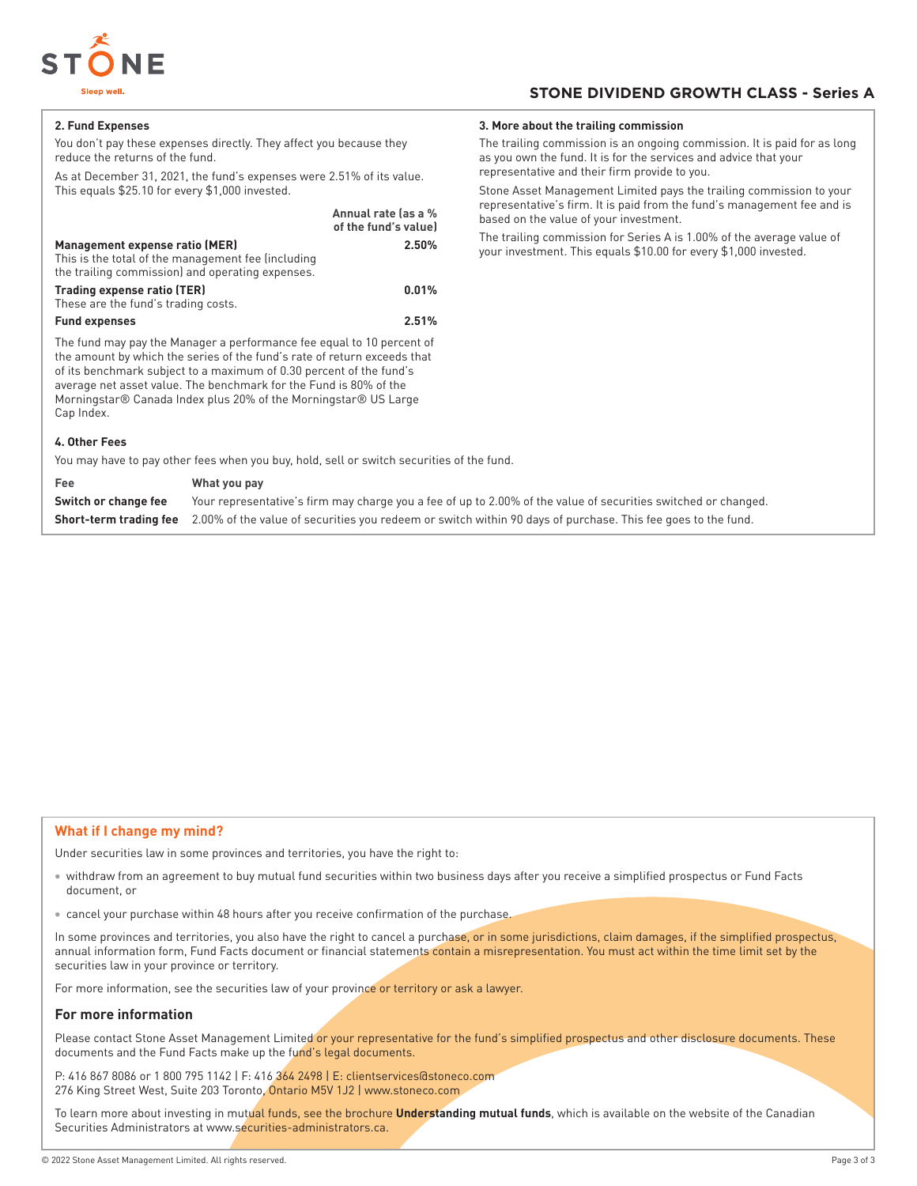## STONE DIVIDEND GROWTH CLASS - Series A

#### 2. Fund Expenses

You don't pay these expenses directly. They affect you because they reduce the returns of the fund.

As at December 31, 2021, the fund's expenses were 2.51% of its value. This equals $25.10 for every $1,000 invested.

| | Annual rate (as a % of the fund's value) |
|---|---|
| **Management expense ratio (MER)**<br>This is the total of the management fee (including the trailing commission) and operating expenses. | **2.50%** |
| **Trading expense ratio (TER)**<br>These are the fund's trading costs. | **0.01%** |
| **Fund expenses** | **2.51%** |

The fund may pay the Manager a performance fee equal to 10 percent of the amount by which the series of the fund's rate of return exceeds that of its benchmark subject to a maximum of 0.30 percent of the fund's average net asset value. The benchmark for the Fund is 80% of the Morningstar® Canada Index plus 20% of the Morningstar® US Large Cap Index.

#### 3. More about the trailing commission

The trailing commission is an ongoing commission. It is paid for as long as you own the fund. It is for the services and advice that your representative and their firm provide to you.

Stone Asset Management Limited pays the trailing commission to your representative's firm. It is paid from the fund's management fee and is based on the value of your investment.

The trailing commission for Series A is 1.00% of the average value of your investment. This equals $10.00 for every $1,000 invested.

#### 4. Other Fees

You may have to pay other fees when you buy, hold, sell or switch securities of the fund.

| Fee | What you pay |
|---|---|
| **Switch or change fee** | Your representative's firm may charge you a fee of up to 2.00% of the value of securities switched or changed. |
| **Short-term trading fee** | 2.00% of the value of securities you redeem or switch within 90 days of purchase. This fee goes to the fund. |

## What if I change my mind?

Under securities law in some provinces and territories, you have the right to:

- withdraw from an agreement to buy mutual fund securities within two business days after you receive a simplified prospectus or Fund Facts document, or
- cancel your purchase within 48 hours after you receive confirmation of the purchase.

In some provinces and territories, you also have the right to cancel a purchase, or in some jurisdictions, claim damages, if the simplified prospectus, annual information form, Fund Facts document or financial statements contain a misrepresentation. You must act within the time limit set by the securities law in your province or territory.

For more information, see the securities law of your province or territory or ask a lawyer.

## For more information

Please contact Stone Asset Management Limited or your representative for the fund's simplified prospectus and other disclosure documents. These documents and the Fund Facts make up the fund's legal documents.

P: 416 867 8086 or 1 800 795 1142 | F: 416 364 2498 | E: clientservices@stoneco.com
276 King Street West, Suite 203 Toronto, Ontario M5V 1J2 | www.stoneco.com

To learn more about investing in mutual funds, see the brochure **Understanding mutual funds**, which is available on the website of the Canadian Securities Administrators at www.securities-administrators.ca.

© 2022 Stone Asset Management Limited. All rights reserved.